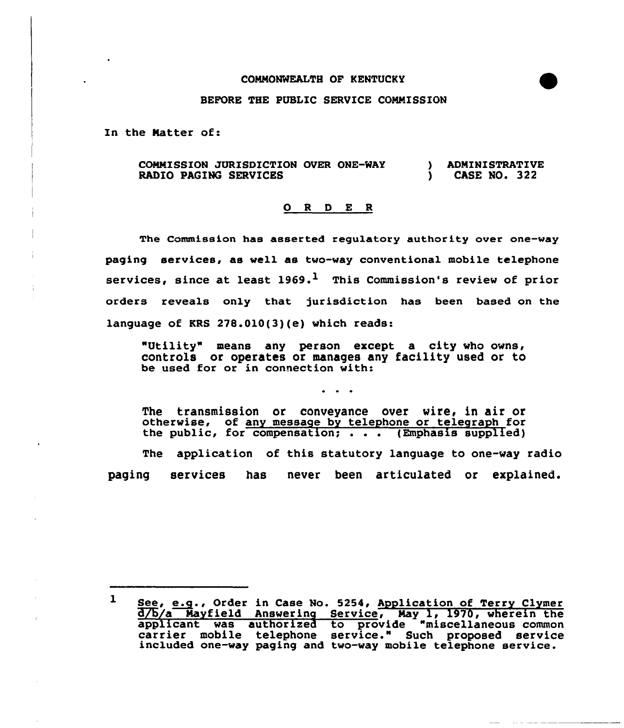COMMONWEALTH OF KENTUCKY

BEFORE THE PUBLIC SERVICE COMMISSION

In the Matter of:

COMMISSION JURISDICTION OVER ONE-WAY RADIO PAGING SERVICES ) ADMINISTRATIVE CASE NO. 322

# O R D E R

The Commission has asserted regulatory authority over one-way paging services, as well as two-way conventional mobile telephone services, since at least 1969.[1] This Commission's review of prior orders reveals only that jurisdiction has been based on the language of KRS 278.010(3)(e) which reads:

> "Utility" means any person except a city who owns, controls or operates or manages any facility used or to be used for or in connection with:
>
> . . .
>
> The transmission or conveyance over wire, in air or otherwise, of <u>any message by telephone or telegraph</u> for the public, for compensation; . . . (Emphasis supplied)

The application of this statutory language to one-way radio paging services has never been articulated or explained.

---

1 <u>See, e.g.</u>, Order in Case No. 5254, <u>Application of Terry Clymer d/b/a Mayfield Answering Service</u>, May 1, 1970, wherein the applicant was authorized to provide "miscellaneous common carrier mobile telephone service." Such proposed service included one-way paging and two-way mobile telephone service.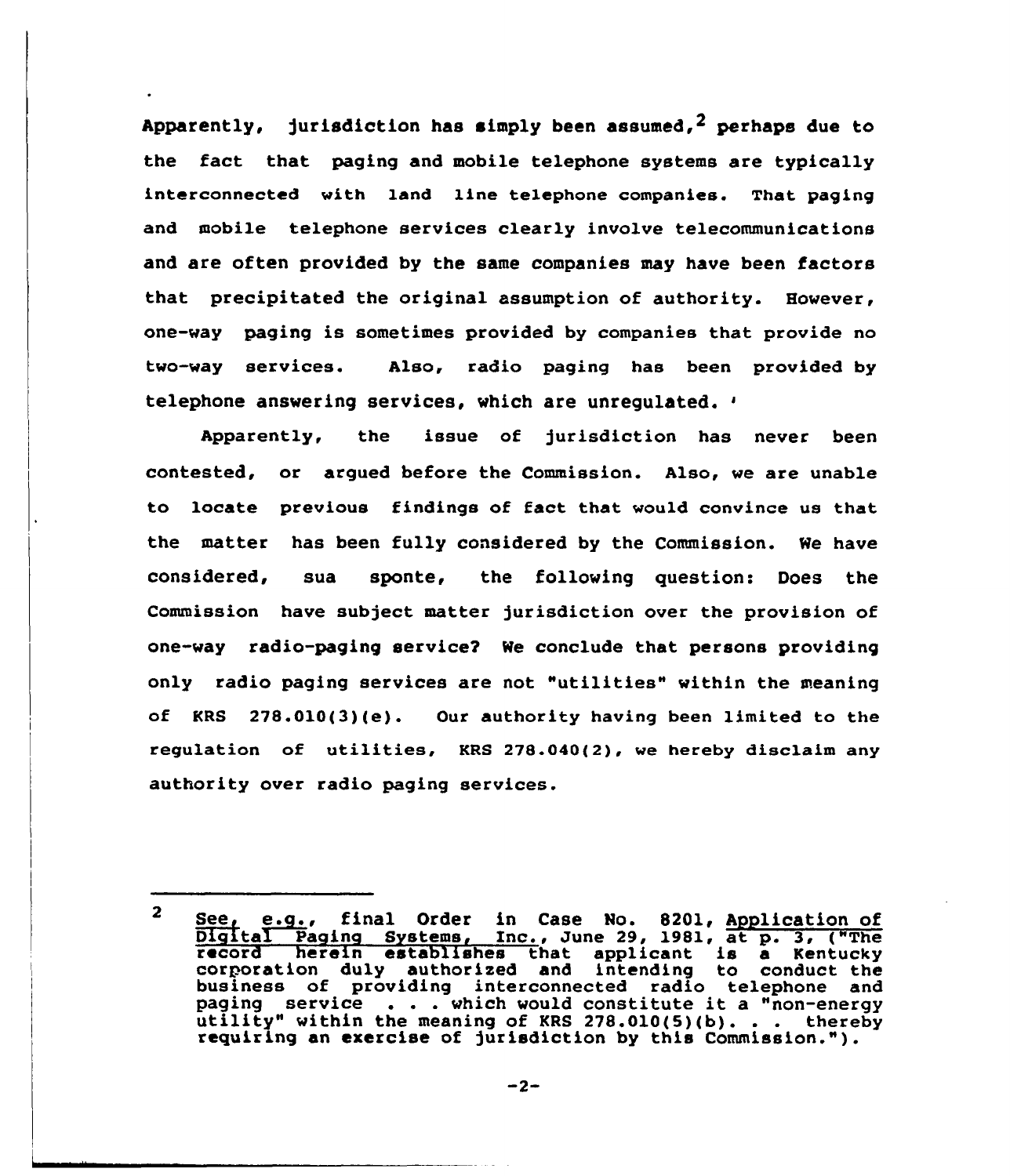Apparently, jurisdiction has simply been assumed,[2] perhaps due to the fact that paging and mobile telephone systems are typically interconnected with land line telephone companies. That paging and mobile telephone services clearly involve telecommunications and are often provided by the same companies may have been factors that precipitated the original assumption of authority. However, one-way paging is sometimes provided by companies that provide no two-way services. Also, radio paging has been provided by telephone answering services, which are unregulated.

Apparently, the issue of jurisdiction has never been contested, or argued before the Commission. Also, we are unable to locate previous findings of fact that would convince us that the matter has been fully considered by the Commission. We have considered, sua sponte, the following question: Does the Commission have subject matter jurisdiction over the provision of one-way radio-paging service? We conclude that persons providing only radio paging services are not "utilities" within the meaning of KRS 278.010(3)(e). Our authority having been limited to the regulation of utilities, KRS 278.040(2), we hereby disclaim any authority over radio paging services.

---

[2] See, e.g., final Order in Case No. 8201, Application of Digital Paging Systems, Inc., June 29, 1981, at p. 3, ("The record herein establishes that applicant is a Kentucky corporation duly authorized and intending to conduct the business of providing interconnected radio telephone and paging service . . . which would constitute it a "non-energy utility" within the meaning of KRS 278.010(5)(b). . . thereby requiring an exercise of jurisdiction by this Commission.").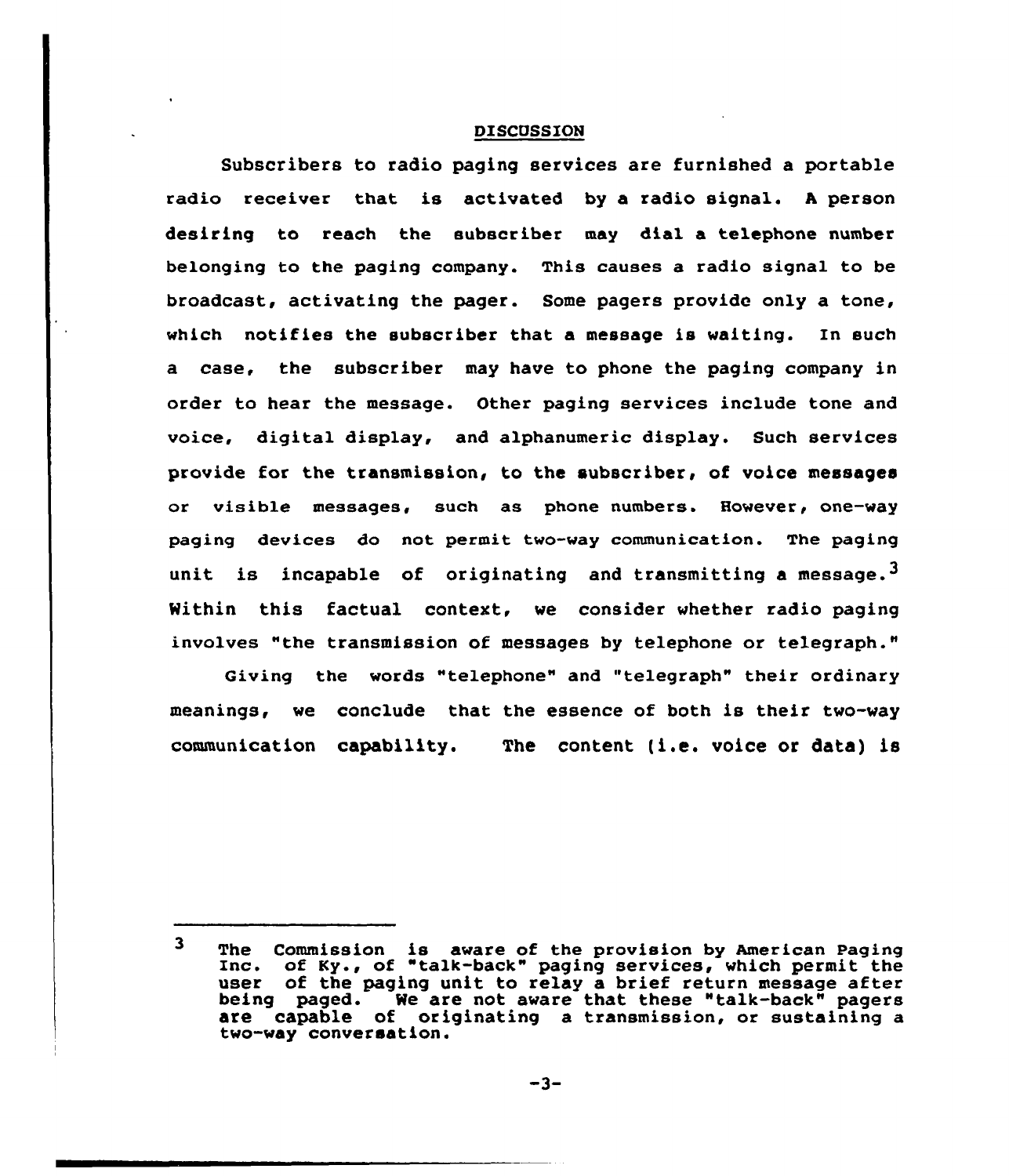## DISCUSSION

Subscribers to radio paging services are furnished a portable radio receiver that is activated by a radio signal. A person desiring to reach the subscriber may dial a telephone number belonging to the paging company. This causes a radio signal to be broadcast, activating the pager. Some pagers provide only a tone, which notifies the subscriber that a message is waiting. In such a case, the subscriber may have to phone the paging company in order to hear the message. Other paging services include tone and voice, digital display, and alphanumeric display. Such services provide for the transmission, to the subscriber, of voice messages or visible messages, such as phone numbers. However, one-way paging devices do not permit two-way communication. The paging unit is incapable of originating and transmitting a message.[3] Within this factual context, we consider whether radio paging involves "the transmission of messages by telephone or telegraph."

Giving the words "telephone" and "telegraph" their ordinary meanings, we conclude that the essence of both is their two-way communication capability. The content (i.e. voice or data) is

---

[3] The Commission is aware of the provision by American Paging Inc. of Ky., of "talk-back" paging services, which permit the user of the paging unit to relay a brief return message after being paged. We are not aware that these "talk-back" pagers are capable of originating a transmission, or sustaining a two-way conversation.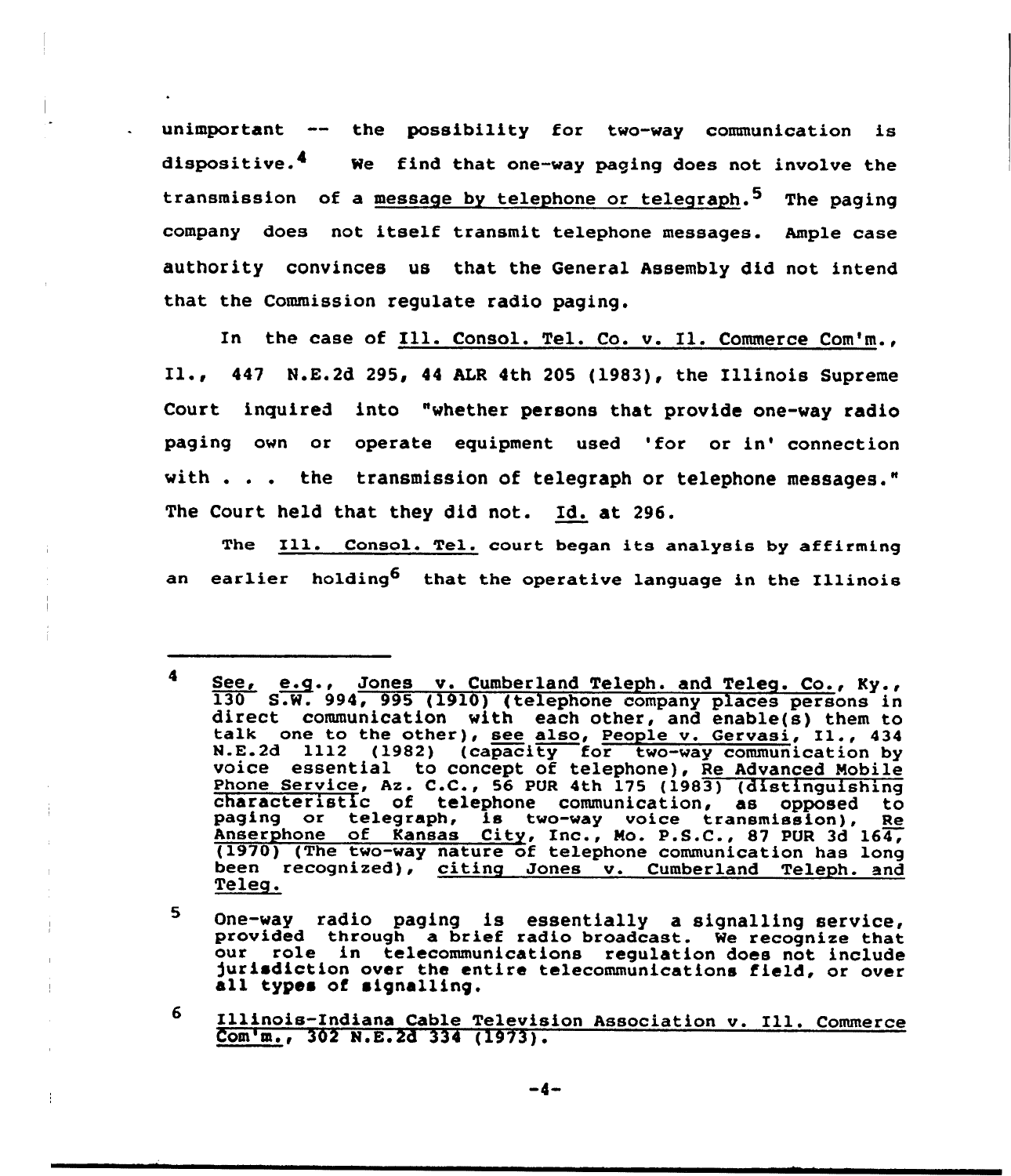unimportant -- the possibility for two-way communication is dispositive.[4] We find that one-way paging does not involve the transmission of a message by telephone or telegraph.[5] The paging company does not itself transmit telephone messages. Ample case authority convinces us that the General Assembly did not intend that the Commission regulate radio paging.

In the case of Ill. Consol. Tel. Co. v. Il. Commerce Com'm., Il., 447 N.E.2d 295, 44 ALR 4th 205 (1983), the Illinois Supreme Court inquired into "whether persons that provide one-way radio paging own or operate equipment used 'for or in' connection with . . . the transmission of telegraph or telephone messages." The Court held that they did not. Id. at 296.

The Ill. Consol. Tel. court began its analysis by affirming an earlier holding[6] that the operative language in the Illinois

---

[4] See, e.g., Jones v. Cumberland Teleph. and Teleg. Co., Ky., 130 S.W. 994, 995 (1910) (telephone company places persons in direct communication with each other, and enable(s) them to talk one to the other), see also, People v. Gervasi, Il., 434 N.E.2d 1112 (1982) (capacity for two-way communication by voice essential to concept of telephone), Re Advanced Mobile Phone Service, Az. C.C., 56 PUR 4th 175 (1983) (distinguishing characteristic of telephone communication, as opposed to paging or telegraph, is two-way voice transmission), Re Anserphone of Kansas City, Inc., Mo. P.S.C., 87 PUR 3d 164, (1970) (The two-way nature of telephone communication has long been recognized), citing Jones v. Cumberland Teleph. and Teleg.

[5] One-way radio paging is essentially a signalling service, provided through a brief radio broadcast. We recognize that our role in telecommunications regulation does not include jurisdiction over the entire telecommunications field, or over all types of signalling.

[6] Illinois-Indiana Cable Television Association v. Ill. Commerce Com'm., 302 N.E.2d 334 (1973).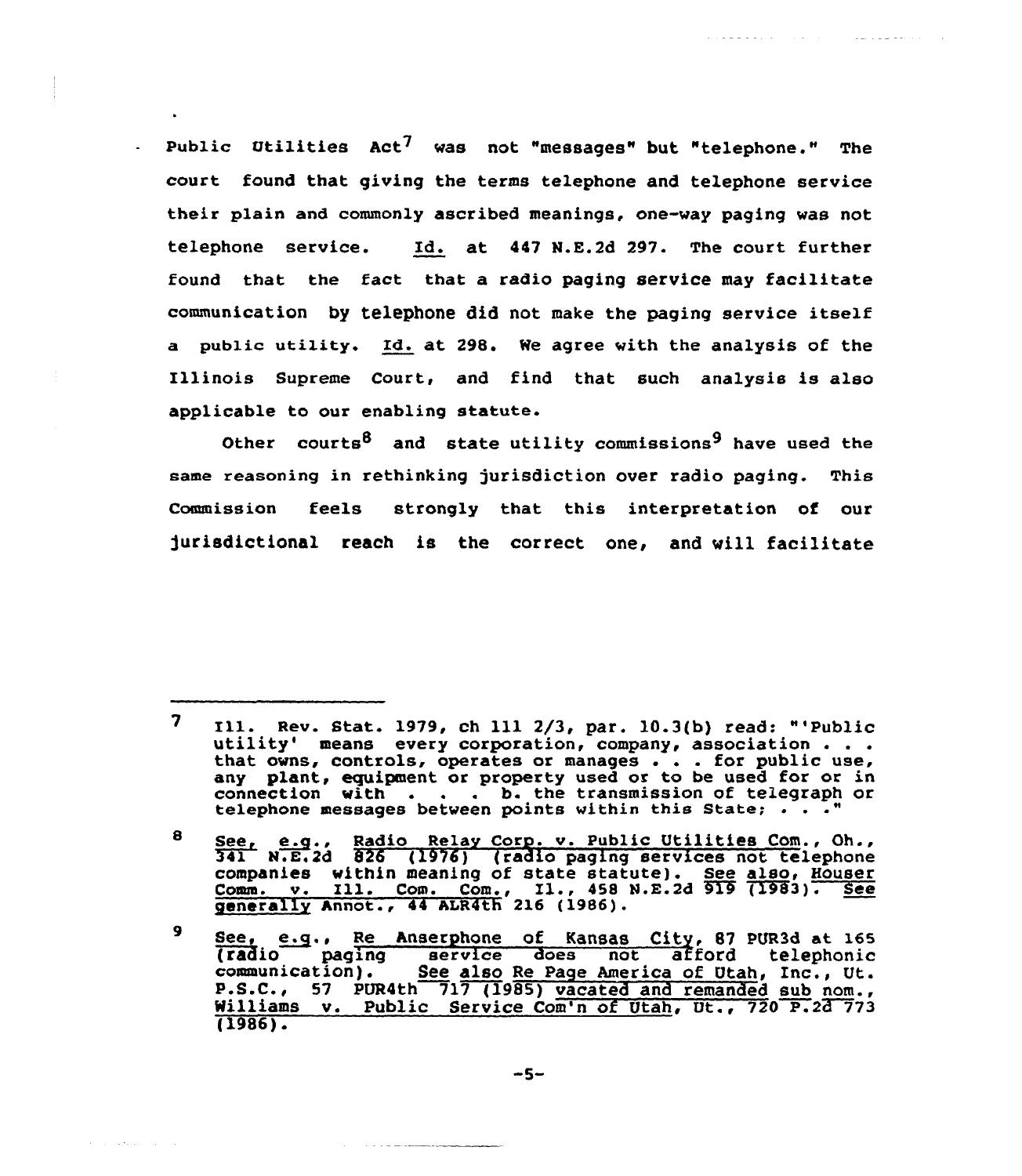Public Utilities Act[7] was not "messages" but "telephone." The court found that giving the terms telephone and telephone service their plain and commonly ascribed meanings, one-way paging was not telephone service. *Id.* at 447 N.E.2d 297. The court further found that the fact that a radio paging service may facilitate communication by telephone did not make the paging service itself a public utility. *Id.* at 298. We agree with the analysis of the Illinois Supreme Court, and find that such analysis is also applicable to our enabling statute.

Other courts[8] and state utility commissions[9] have used the same reasoning in rethinking jurisdiction over radio paging. This Commission feels strongly that this interpretation of our jurisdictional reach is the correct one, and will facilitate

---

[7] Ill. Rev. Stat. 1979, ch 111 2/3, par. 10.3(b) read: "'Public utility' means every corporation, company, association . . . that owns, controls, operates or manages . . . for public use, any plant, equipment or property used or to be used for or in connection with . . . b. the transmission of telegraph or telephone messages between points within this State; . . ."

[8] *See, e.g.*, *Radio Relay Corp. v. Public Utilities Com.*, Oh., 341 N.E.2d 826 (1976) (radio paging services not telephone companies within meaning of state statute). *See also*, *Houser Comm. v. Ill. Com. Com.*, Il., 458 N.E.2d 919 (1983). *See generally* Annot., 44 ALR4th 216 (1986).

[9] *See, e.g.*, *Re Anserphone of Kansas City*, 87 PUR3d at 165 (radio paging service does not afford telephonic communication). *See also Re Page America of Utah*, Inc., Ut. P.S.C., 57 PUR4th 717 (1985) *vacated and remanded sub nom.*, *Williams v. Public Service Com'n of Utah*, Ut., 720 P.2d 773 (1986).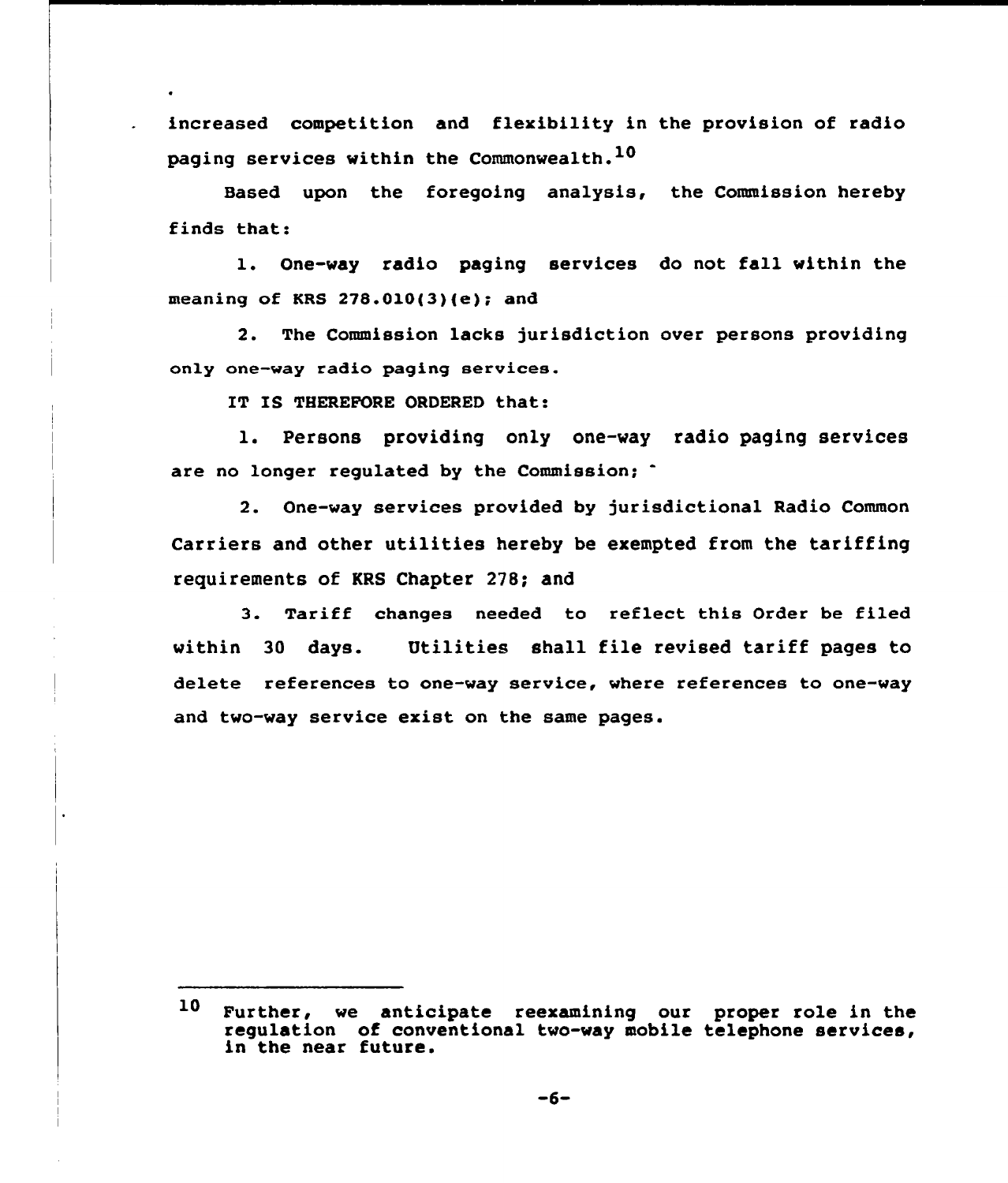increased competition and flexibility in the provision of radio paging services within the Commonwealth.[10]

Based upon the foregoing analysis, the Commission hereby finds that:

1. One-way radio paging services do not fall within the meaning of KRS 278.010(3)(e); and

2. The Commission lacks jurisdiction over persons providing only one-way radio paging services.

IT IS THEREFORE ORDERED that:

1. Persons providing only one-way radio paging services are no longer regulated by the Commission;

2. One-way services provided by jurisdictional Radio Common Carriers and other utilities hereby be exempted from the tariffing requirements of KRS Chapter 278; and

3. Tariff changes needed to reflect this Order be filed within 30 days. Utilities shall file revised tariff pages to delete references to one-way service, where references to one-way and two-way service exist on the same pages.

---

[10] Further, we anticipate reexamining our proper role in the regulation of conventional two-way mobile telephone services, in the near future.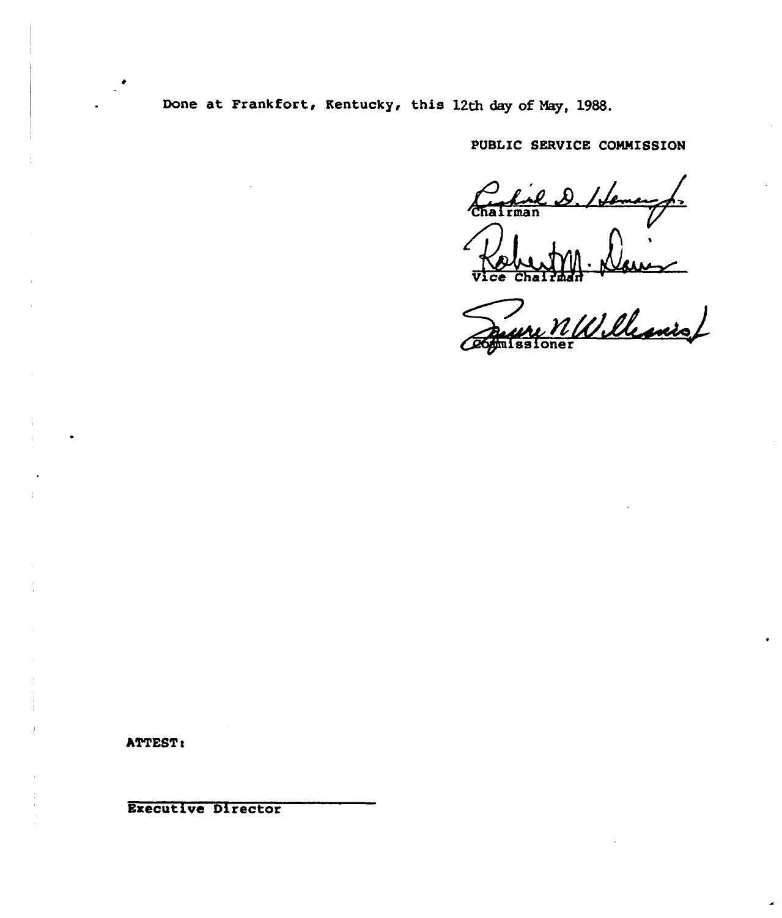Done at Frankfort, Kentucky, this 12th day of May, 1988.

PUBLIC SERVICE COMMISSION

Chairman

Vice Chairman

Commissioner

ATTEST:

Executive Director